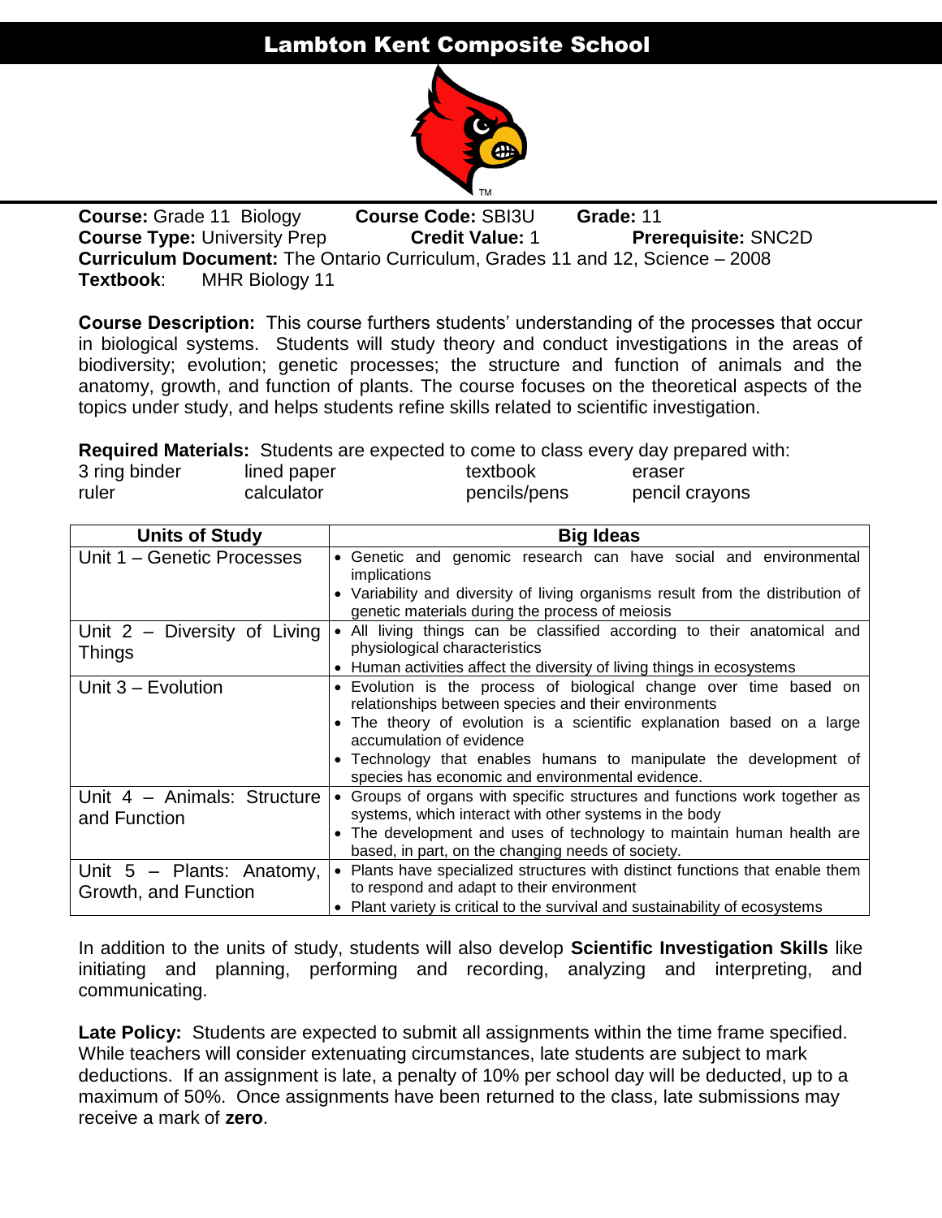# Lambton Kent Composite School

**Course:** Grade 11 Biology **Course Code:** SBI3U **Grade:** 11
**Course Type:** University Prep **Credit Value:** 1 **Prerequisite:** SNC2D
**Curriculum Document:** The Ontario Curriculum, Grades 11 and 12, Science – 2008
**Textbook**: MHR Biology 11

**Course Description:** This course furthers students' understanding of the processes that occur in biological systems. Students will study theory and conduct investigations in the areas of biodiversity; evolution; genetic processes; the structure and function of animals and the anatomy, growth, and function of plants. The course focuses on the theoretical aspects of the topics under study, and helps students refine skills related to scientific investigation.

**Required Materials:** Students are expected to come to class every day prepared with:

| | | | |
|---|---|---|---|
| 3 ring binder | lined paper | textbook | eraser |
| ruler | calculator | pencils/pens | pencil crayons |

| Units of Study | Big Ideas |
|---|---|
| Unit 1 – Genetic Processes | • Genetic and genomic research can have social and environmental implications<br>• Variability and diversity of living organisms result from the distribution of genetic materials during the process of meiosis |
| Unit 2 – Diversity of Living Things | • All living things can be classified according to their anatomical and physiological characteristics<br>• Human activities affect the diversity of living things in ecosystems |
| Unit 3 – Evolution | • Evolution is the process of biological change over time based on relationships between species and their environments<br>• The theory of evolution is a scientific explanation based on a large accumulation of evidence<br>• Technology that enables humans to manipulate the development of species has economic and environmental evidence. |
| Unit 4 – Animals: Structure and Function | • Groups of organs with specific structures and functions work together as systems, which interact with other systems in the body<br>• The development and uses of technology to maintain human health are based, in part, on the changing needs of society. |
| Unit 5 – Plants: Anatomy, Growth, and Function | • Plants have specialized structures with distinct functions that enable them to respond and adapt to their environment<br>• Plant variety is critical to the survival and sustainability of ecosystems |

In addition to the units of study, students will also develop **Scientific Investigation Skills** like initiating and planning, performing and recording, analyzing and interpreting, and communicating.

**Late Policy:** Students are expected to submit all assignments within the time frame specified. While teachers will consider extenuating circumstances, late students are subject to mark deductions. If an assignment is late, a penalty of 10% per school day will be deducted, up to a maximum of 50%. Once assignments have been returned to the class, late submissions may receive a mark of **zero**.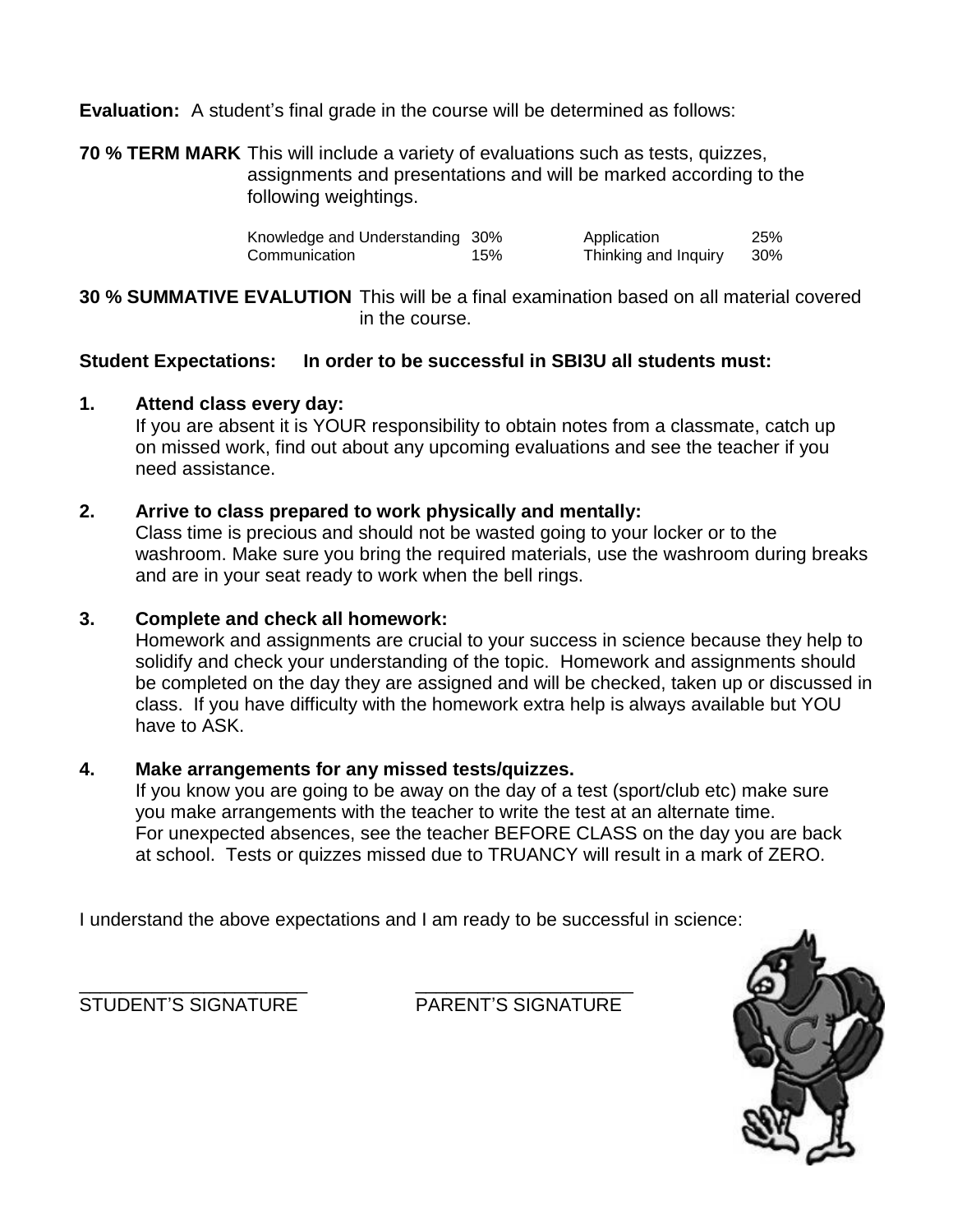**Evaluation:** A student's final grade in the course will be determined as follows:

**70 % TERM MARK** This will include a variety of evaluations such as tests, quizzes, assignments and presentations and will be marked according to the following weightings.

| | | | |
|---|---|---|---|
| Knowledge and Understanding | 30% | Application | 25% |
| Communication | 15% | Thinking and Inquiry | 30% |

**30 % SUMMATIVE EVALUTION** This will be a final examination based on all material covered in the course.

**Student Expectations: In order to be successful in SBI3U all students must:**

1. **Attend class every day:**
   If you are absent it is YOUR responsibility to obtain notes from a classmate, catch up on missed work, find out about any upcoming evaluations and see the teacher if you need assistance.

2. **Arrive to class prepared to work physically and mentally:**
   Class time is precious and should not be wasted going to your locker or to the washroom. Make sure you bring the required materials, use the washroom during breaks and are in your seat ready to work when the bell rings.

3. **Complete and check all homework:**
   Homework and assignments are crucial to your success in science because they help to solidify and check your understanding of the topic. Homework and assignments should be completed on the day they are assigned and will be checked, taken up or discussed in class. If you have difficulty with the homework extra help is always available but YOU have to ASK.

4. **Make arrangements for any missed tests/quizzes.**
   If you know you are going to be away on the day of a test (sport/club etc) make sure you make arrangements with the teacher to write the test at an alternate time. For unexpected absences, see the teacher BEFORE CLASS on the day you are back at school. Tests or quizzes missed due to TRUANCY will result in a mark of ZERO.

I understand the above expectations and I am ready to be successful in science:

_____________________ STUDENT'S SIGNATURE

_____________________ PARENT'S SIGNATURE